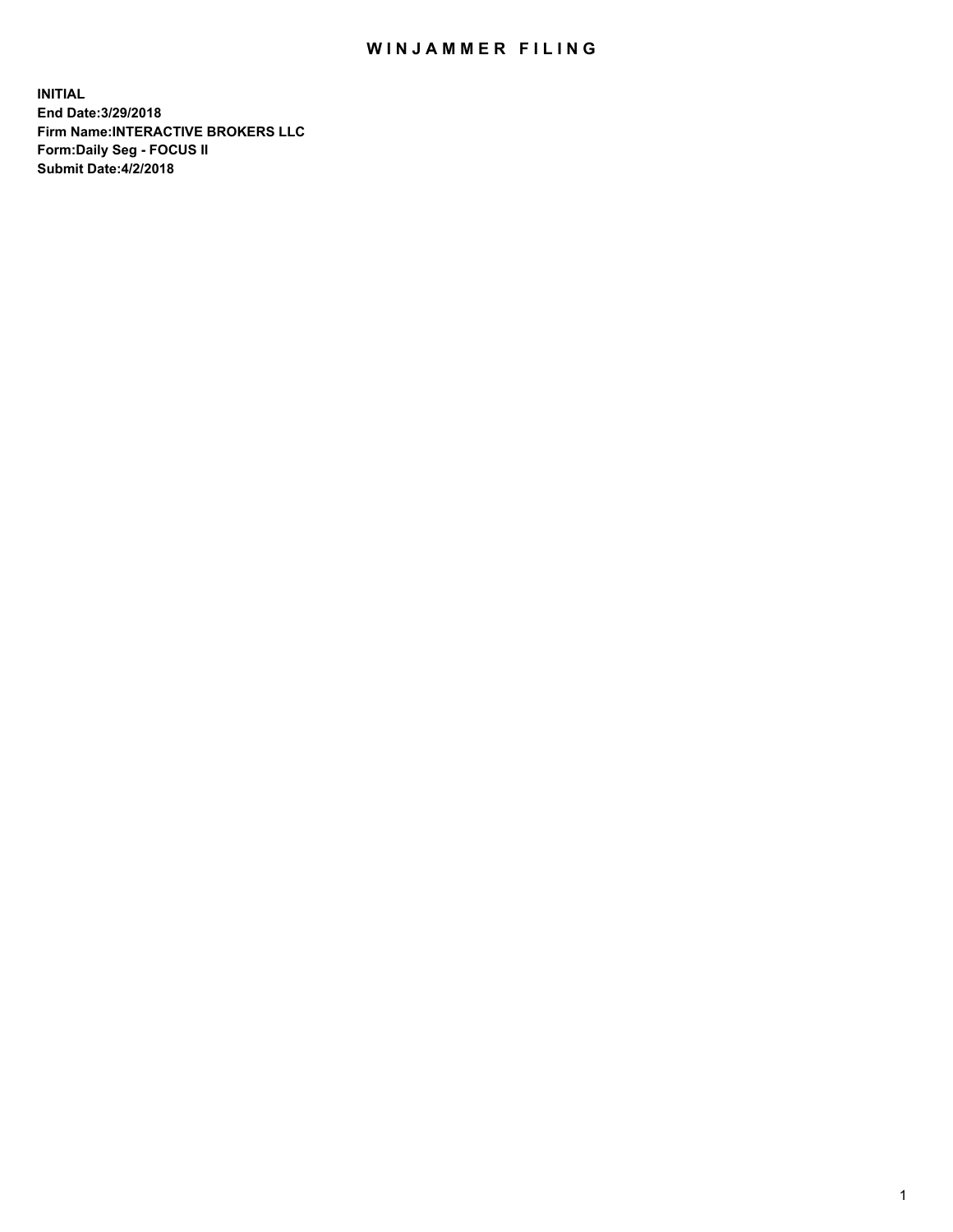# WINJAMMER FILING

**INITIAL**
**End Date:3/29/2018**
**Firm Name:INTERACTIVE BROKERS LLC**
**Form:Daily Seg - FOCUS II**
**Submit Date:4/2/2018**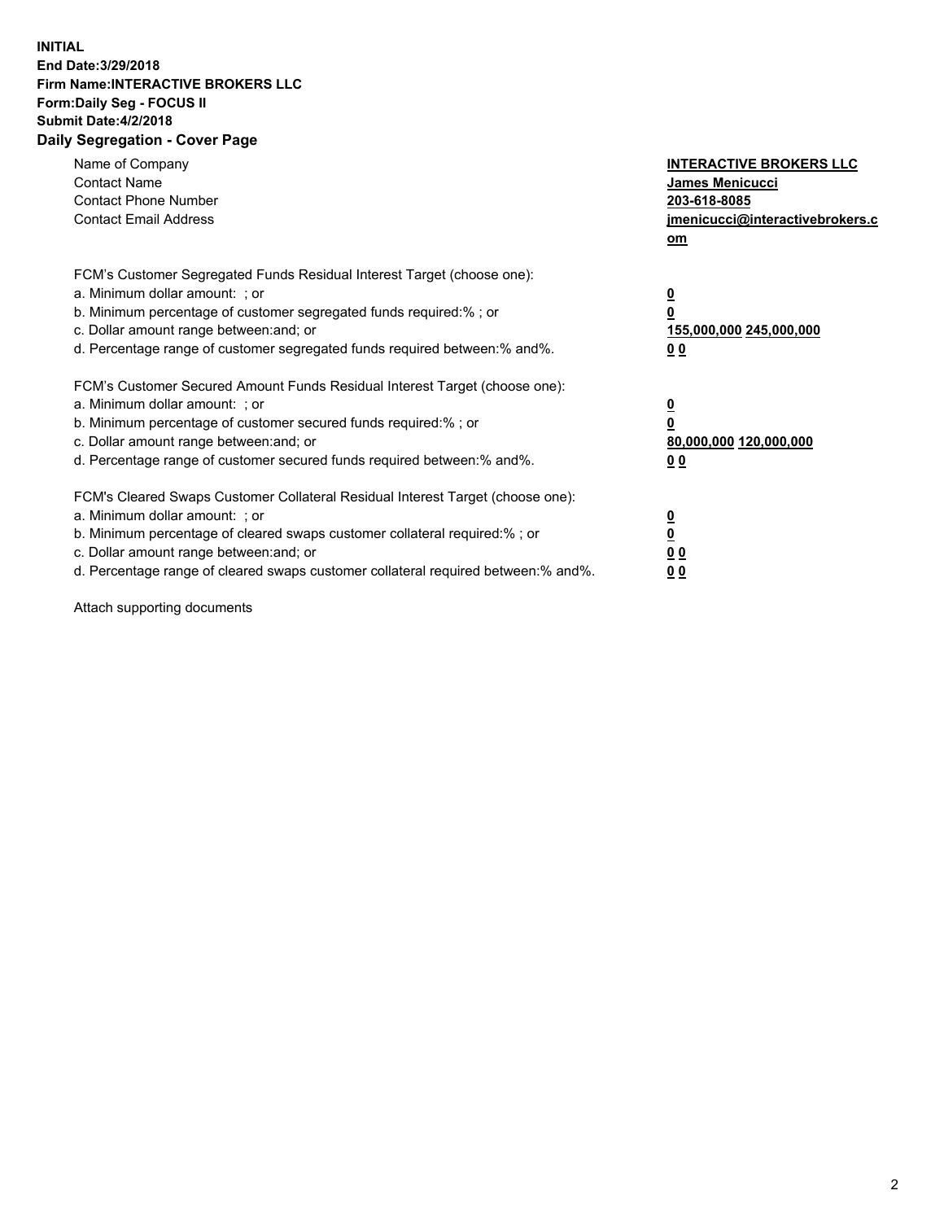**INITIAL**
**End Date:3/29/2018**
**Firm Name:INTERACTIVE BROKERS LLC**
**Form:Daily Seg - FOCUS II**
**Submit Date:4/2/2018**
**Daily Segregation - Cover Page**

| | |
|---|---|
| Name of Company | **INTERACTIVE BROKERS LLC** |
| Contact Name | **James Menicucci** |
| Contact Phone Number | **203-618-8085** |
| Contact Email Address | **jmenicucci@interactivebrokers.com** |

FCM's Customer Segregated Funds Residual Interest Target (choose one):

| | |
|---|---|
| a. Minimum dollar amount: ; or | **0** |
| b. Minimum percentage of customer segregated funds required:% ; or | **0** |
| c. Dollar amount range between:and; or | **155,000,000 245,000,000** |
| d. Percentage range of customer segregated funds required between:% and%. | **0 0** |

FCM's Customer Secured Amount Funds Residual Interest Target (choose one):

| | |
|---|---|
| a. Minimum dollar amount: ; or | **0** |
| b. Minimum percentage of customer secured funds required:% ; or | **0** |
| c. Dollar amount range between:and; or | **80,000,000 120,000,000** |
| d. Percentage range of customer secured funds required between:% and%. | **0 0** |

FCM's Cleared Swaps Customer Collateral Residual Interest Target (choose one):

| | |
|---|---|
| a. Minimum dollar amount: ; or | **0** |
| b. Minimum percentage of cleared swaps customer collateral required:% ; or | **0** |
| c. Dollar amount range between:and; or | **0 0** |
| d. Percentage range of cleared swaps customer collateral required between:% and%. | **0 0** |

Attach supporting documents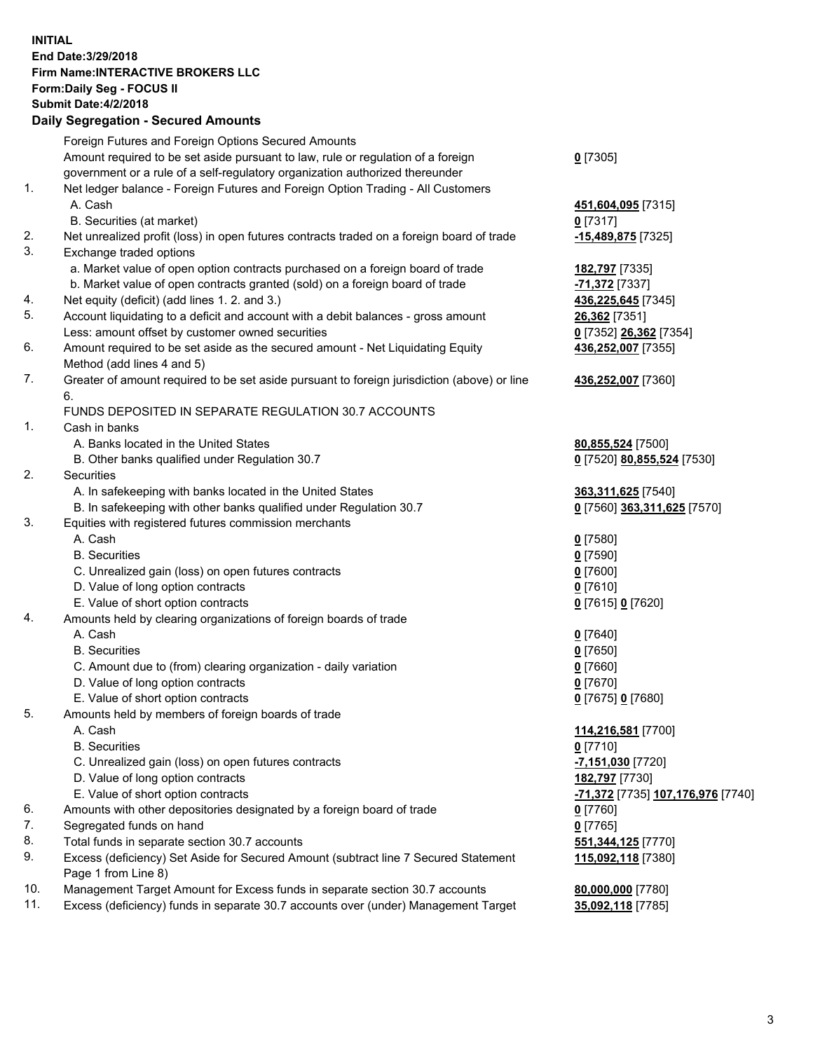**INITIAL**
**End Date:3/29/2018**
**Firm Name:INTERACTIVE BROKERS LLC**
**Form:Daily Seg - FOCUS II**
**Submit Date:4/2/2018**

## Daily Segregation - Secured Amounts

| | | |
|---|---|---|
| | Foreign Futures and Foreign Options Secured Amounts | |
| | Amount required to be set aside pursuant to law, rule or regulation of a foreign government or a rule of a self-regulatory organization authorized thereunder | **0** [7305] |
| 1. | Net ledger balance - Foreign Futures and Foreign Option Trading - All Customers | |
| | A. Cash | **451,604,095** [7315] |
| | B. Securities (at market) | **0** [7317] |
| 2. | Net unrealized profit (loss) in open futures contracts traded on a foreign board of trade | **-15,489,875** [7325] |
| 3. | Exchange traded options | |
| | a. Market value of open option contracts purchased on a foreign board of trade | **182,797** [7335] |
| | b. Market value of open contracts granted (sold) on a foreign board of trade | **-71,372** [7337] |
| 4. | Net equity (deficit) (add lines 1. 2. and 3.) | **436,225,645** [7345] |
| 5. | Account liquidating to a deficit and account with a debit balances - gross amount | **26,362** [7351] |
| | Less: amount offset by customer owned securities | **0** [7352] **26,362** [7354] |
| 6. | Amount required to be set aside as the secured amount - Net Liquidating Equity Method (add lines 4 and 5) | **436,252,007** [7355] |
| 7. | Greater of amount required to be set aside pursuant to foreign jurisdiction (above) or line 6. | **436,252,007** [7360] |
| | FUNDS DEPOSITED IN SEPARATE REGULATION 30.7 ACCOUNTS | |
| 1. | Cash in banks | |
| | A. Banks located in the United States | **80,855,524** [7500] |
| | B. Other banks qualified under Regulation 30.7 | **0** [7520] **80,855,524** [7530] |
| 2. | Securities | |
| | A. In safekeeping with banks located in the United States | **363,311,625** [7540] |
| | B. In safekeeping with other banks qualified under Regulation 30.7 | **0** [7560] **363,311,625** [7570] |
| 3. | Equities with registered futures commission merchants | |
| | A. Cash | **0** [7580] |
| | B. Securities | **0** [7590] |
| | C. Unrealized gain (loss) on open futures contracts | **0** [7600] |
| | D. Value of long option contracts | **0** [7610] |
| | E. Value of short option contracts | **0** [7615] **0** [7620] |
| 4. | Amounts held by clearing organizations of foreign boards of trade | |
| | A. Cash | **0** [7640] |
| | B. Securities | **0** [7650] |
| | C. Amount due to (from) clearing organization - daily variation | **0** [7660] |
| | D. Value of long option contracts | **0** [7670] |
| | E. Value of short option contracts | **0** [7675] **0** [7680] |
| 5. | Amounts held by members of foreign boards of trade | |
| | A. Cash | **114,216,581** [7700] |
| | B. Securities | **0** [7710] |
| | C. Unrealized gain (loss) on open futures contracts | **-7,151,030** [7720] |
| | D. Value of long option contracts | **182,797** [7730] |
| | E. Value of short option contracts | **-71,372** [7735] **107,176,976** [7740] |
| 6. | Amounts with other depositories designated by a foreign board of trade | **0** [7760] |
| 7. | Segregated funds on hand | **0** [7765] |
| 8. | Total funds in separate section 30.7 accounts | **551,344,125** [7770] |
| 9. | Excess (deficiency) Set Aside for Secured Amount (subtract line 7 Secured Statement Page 1 from Line 8) | **115,092,118** [7380] |
| 10. | Management Target Amount for Excess funds in separate section 30.7 accounts | **80,000,000** [7780] |
| 11. | Excess (deficiency) funds in separate 30.7 accounts over (under) Management Target | **35,092,118** [7785] |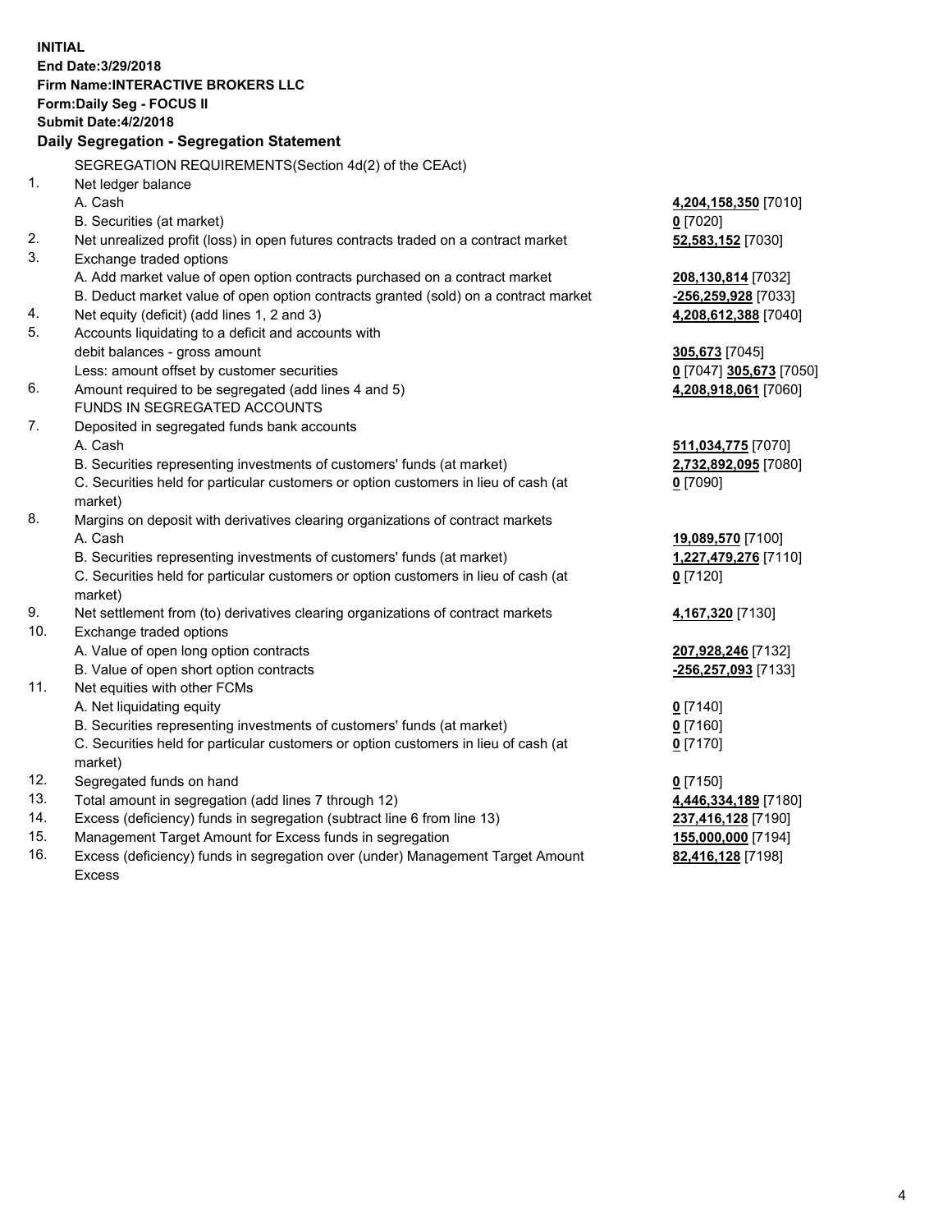**INITIAL**
**End Date:3/29/2018**
**Firm Name:INTERACTIVE BROKERS LLC**
**Form:Daily Seg - FOCUS II**
**Submit Date:4/2/2018**

## Daily Segregation - Segregation Statement

SEGREGATION REQUIREMENTS(Section 4d(2) of the CEAct)

| | | |
|---|---|---|
| 1. | Net ledger balance | |
| | A. Cash | **4,204,158,350** [7010] |
| | B. Securities (at market) | **0** [7020] |
| 2. | Net unrealized profit (loss) in open futures contracts traded on a contract market | **52,583,152** [7030] |
| 3. | Exchange traded options | |
| | A. Add market value of open option contracts purchased on a contract market | **208,130,814** [7032] |
| | B. Deduct market value of open option contracts granted (sold) on a contract market | **-256,259,928** [7033] |
| 4. | Net equity (deficit) (add lines 1, 2 and 3) | **4,208,612,388** [7040] |
| 5. | Accounts liquidating to a deficit and accounts with | |
| | debit balances - gross amount | **305,673** [7045] |
| | Less: amount offset by customer securities | **0** [7047] **305,673** [7050] |
| 6. | Amount required to be segregated (add lines 4 and 5) | **4,208,918,061** [7060] |
| | FUNDS IN SEGREGATED ACCOUNTS | |
| 7. | Deposited in segregated funds bank accounts | |
| | A. Cash | **511,034,775** [7070] |
| | B. Securities representing investments of customers' funds (at market) | **2,732,892,095** [7080] |
| | C. Securities held for particular customers or option customers in lieu of cash (at market) | **0** [7090] |
| 8. | Margins on deposit with derivatives clearing organizations of contract markets | |
| | A. Cash | **19,089,570** [7100] |
| | B. Securities representing investments of customers' funds (at market) | **1,227,479,276** [7110] |
| | C. Securities held for particular customers or option customers in lieu of cash (at market) | **0** [7120] |
| 9. | Net settlement from (to) derivatives clearing organizations of contract markets | **4,167,320** [7130] |
| 10. | Exchange traded options | |
| | A. Value of open long option contracts | **207,928,246** [7132] |
| | B. Value of open short option contracts | **-256,257,093** [7133] |
| 11. | Net equities with other FCMs | |
| | A. Net liquidating equity | **0** [7140] |
| | B. Securities representing investments of customers' funds (at market) | **0** [7160] |
| | C. Securities held for particular customers or option customers in lieu of cash (at market) | **0** [7170] |
| 12. | Segregated funds on hand | **0** [7150] |
| 13. | Total amount in segregation (add lines 7 through 12) | **4,446,334,189** [7180] |
| 14. | Excess (deficiency) funds in segregation (subtract line 6 from line 13) | **237,416,128** [7190] |
| 15. | Management Target Amount for Excess funds in segregation | **155,000,000** [7194] |
| 16. | Excess (deficiency) funds in segregation over (under) Management Target Amount Excess | **82,416,128** [7198] |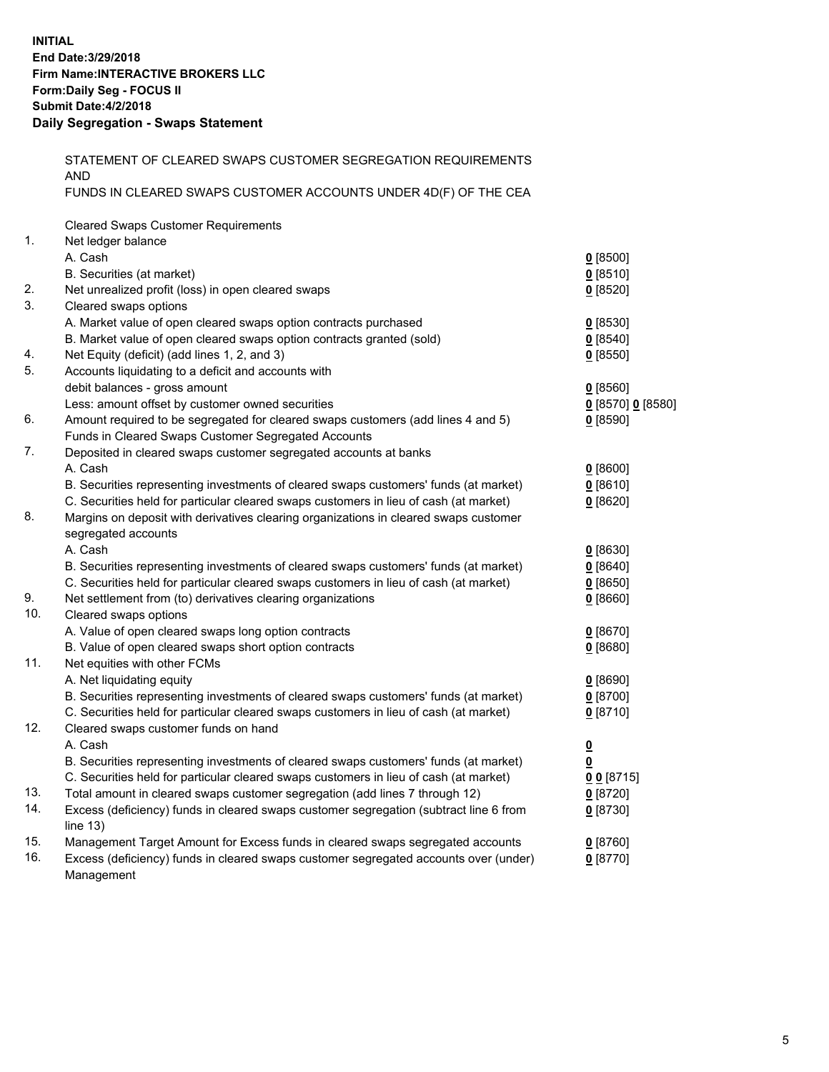**INITIAL**
**End Date:3/29/2018**
**Firm Name:INTERACTIVE BROKERS LLC**
**Form:Daily Seg - FOCUS II**
**Submit Date:4/2/2018**
**Daily Segregation - Swaps Statement**

STATEMENT OF CLEARED SWAPS CUSTOMER SEGREGATION REQUIREMENTS AND FUNDS IN CLEARED SWAPS CUSTOMER ACCOUNTS UNDER 4D(F) OF THE CEA

| | | |
|---|---|---|
| | Cleared Swaps Customer Requirements | |
| 1. | Net ledger balance | |
| | A. Cash | 0 [8500] |
| | B. Securities (at market) | 0 [8510] |
| 2. | Net unrealized profit (loss) in open cleared swaps | 0 [8520] |
| 3. | Cleared swaps options | |
| | A. Market value of open cleared swaps option contracts purchased | 0 [8530] |
| | B. Market value of open cleared swaps option contracts granted (sold) | 0 [8540] |
| 4. | Net Equity (deficit) (add lines 1, 2, and 3) | 0 [8550] |
| 5. | Accounts liquidating to a deficit and accounts with debit balances - gross amount | 0 [8560] |
| | Less: amount offset by customer owned securities | 0 [8570] 0 [8580] |
| 6. | Amount required to be segregated for cleared swaps customers (add lines 4 and 5) | 0 [8590] |
| | Funds in Cleared Swaps Customer Segregated Accounts | |
| 7. | Deposited in cleared swaps customer segregated accounts at banks | |
| | A. Cash | 0 [8600] |
| | B. Securities representing investments of cleared swaps customers' funds (at market) | 0 [8610] |
| | C. Securities held for particular cleared swaps customers in lieu of cash (at market) | 0 [8620] |
| 8. | Margins on deposit with derivatives clearing organizations in cleared swaps customer segregated accounts | |
| | A. Cash | 0 [8630] |
| | B. Securities representing investments of cleared swaps customers' funds (at market) | 0 [8640] |
| | C. Securities held for particular cleared swaps customers in lieu of cash (at market) | 0 [8650] |
| 9. | Net settlement from (to) derivatives clearing organizations | 0 [8660] |
| 10. | Cleared swaps options | |
| | A. Value of open cleared swaps long option contracts | 0 [8670] |
| | B. Value of open cleared swaps short option contracts | 0 [8680] |
| 11. | Net equities with other FCMs | |
| | A. Net liquidating equity | 0 [8690] |
| | B. Securities representing investments of cleared swaps customers' funds (at market) | 0 [8700] |
| | C. Securities held for particular cleared swaps customers in lieu of cash (at market) | 0 [8710] |
| 12. | Cleared swaps customer funds on hand | |
| | A. Cash | 0 |
| | B. Securities representing investments of cleared swaps customers' funds (at market) | 0 |
| | C. Securities held for particular cleared swaps customers in lieu of cash (at market) | 0 0 [8715] |
| 13. | Total amount in cleared swaps customer segregation (add lines 7 through 12) | 0 [8720] |
| 14. | Excess (deficiency) funds in cleared swaps customer segregation (subtract line 6 from line 13) | 0 [8730] |
| 15. | Management Target Amount for Excess funds in cleared swaps segregated accounts | 0 [8760] |
| 16. | Excess (deficiency) funds in cleared swaps customer segregated accounts over (under) Management | 0 [8770] |